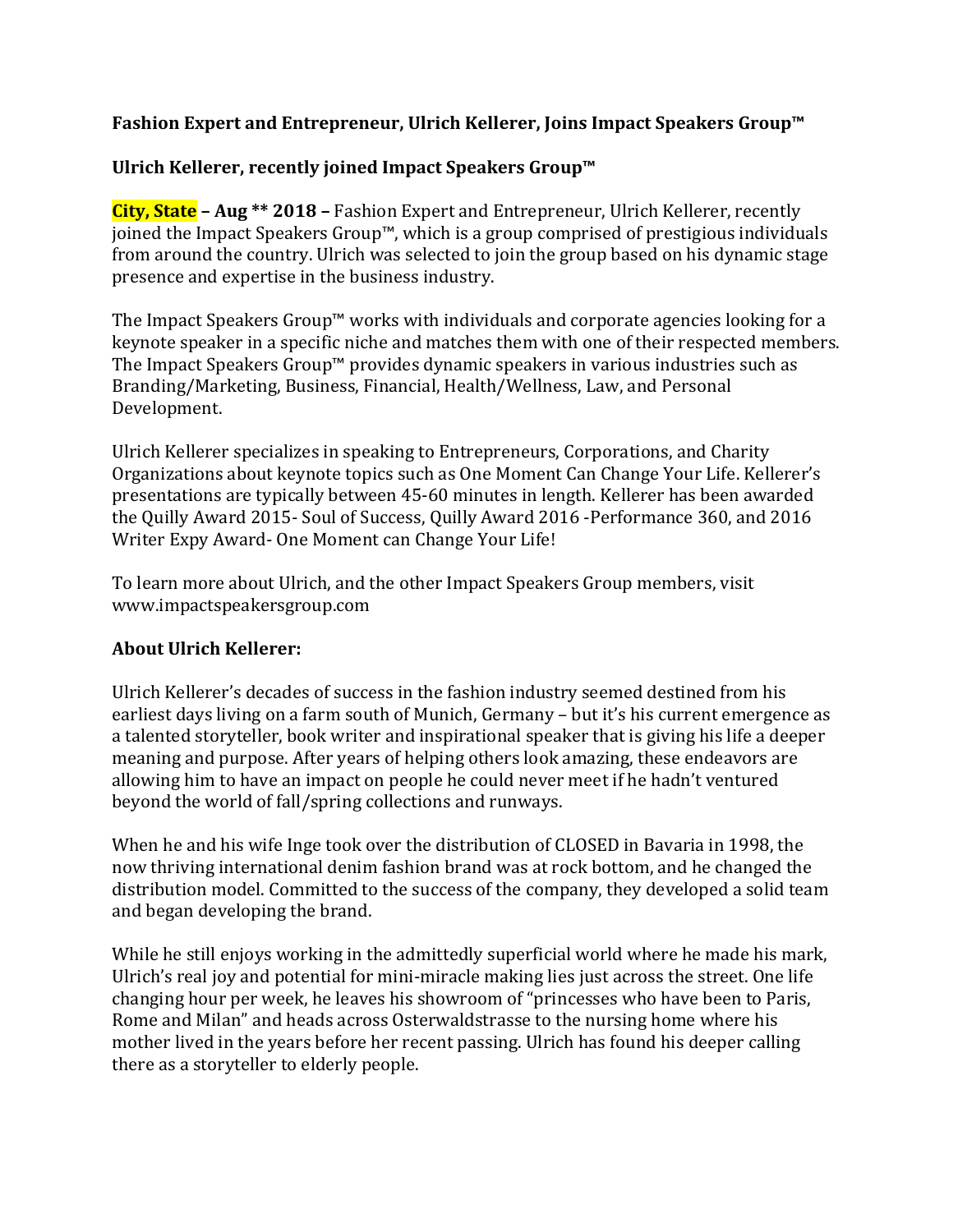**Fashion Expert and Entrepreneur, Ulrich Kellerer, Joins Impact Speakers Group™**

**Ulrich Kellerer, recently joined Impact Speakers Group™**

**City, State – Aug ** 2018 –** Fashion Expert and Entrepreneur, Ulrich Kellerer, recently joined the Impact Speakers Group™, which is a group comprised of prestigious individuals from around the country. Ulrich was selected to join the group based on his dynamic stage presence and expertise in the business industry.

The Impact Speakers Group™ works with individuals and corporate agencies looking for a keynote speaker in a specific niche and matches them with one of their respected members. The Impact Speakers Group™ provides dynamic speakers in various industries such as Branding/Marketing, Business, Financial, Health/Wellness, Law, and Personal Development.

Ulrich Kellerer specializes in speaking to Entrepreneurs, Corporations, and Charity Organizations about keynote topics such as One Moment Can Change Your Life. Kellerer's presentations are typically between 45-60 minutes in length. Kellerer has been awarded the Quilly Award 2015- Soul of Success, Quilly Award 2016 -Performance 360, and 2016 Writer Expy Award- One Moment can Change Your Life!

To learn more about Ulrich, and the other Impact Speakers Group members, visit www.impactspeakersgroup.com

**About Ulrich Kellerer:**

Ulrich Kellerer's decades of success in the fashion industry seemed destined from his earliest days living on a farm south of Munich, Germany – but it's his current emergence as a talented storyteller, book writer and inspirational speaker that is giving his life a deeper meaning and purpose. After years of helping others look amazing, these endeavors are allowing him to have an impact on people he could never meet if he hadn't ventured beyond the world of fall/spring collections and runways.

When he and his wife Inge took over the distribution of CLOSED in Bavaria in 1998, the now thriving international denim fashion brand was at rock bottom, and he changed the distribution model. Committed to the success of the company, they developed a solid team and began developing the brand.

While he still enjoys working in the admittedly superficial world where he made his mark, Ulrich's real joy and potential for mini-miracle making lies just across the street. One life changing hour per week, he leaves his showroom of "princesses who have been to Paris, Rome and Milan" and heads across Osterwaldstrasse to the nursing home where his mother lived in the years before her recent passing. Ulrich has found his deeper calling there as a storyteller to elderly people.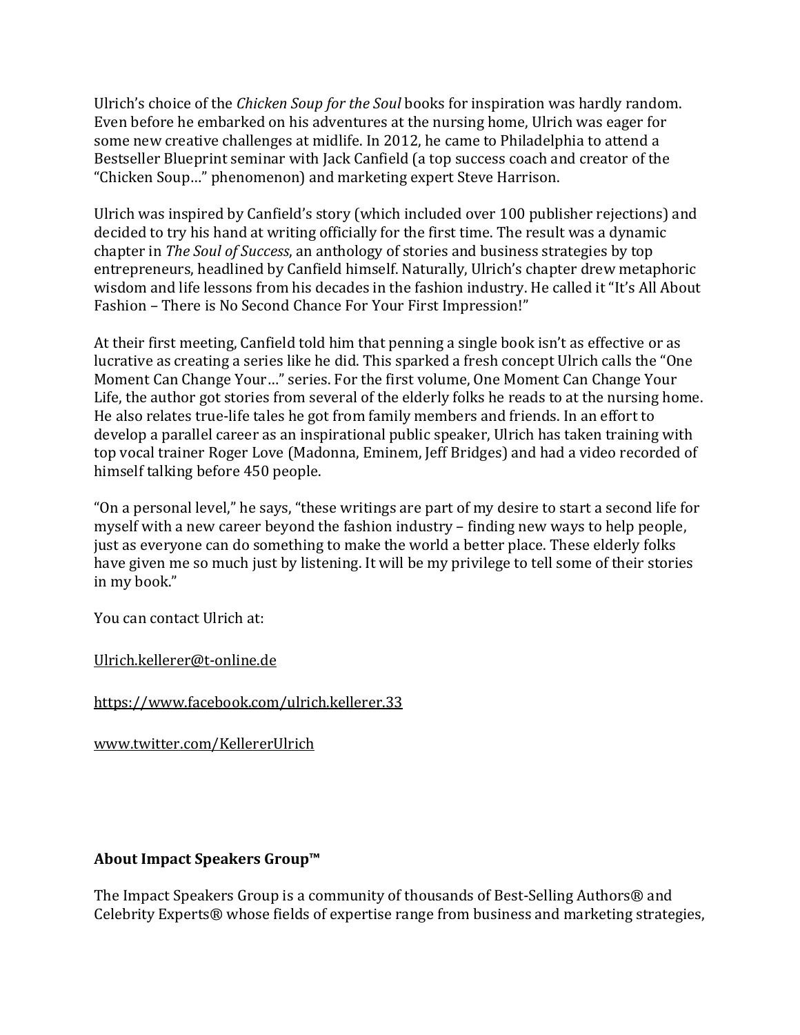Ulrich's choice of the *Chicken Soup for the Soul* books for inspiration was hardly random. Even before he embarked on his adventures at the nursing home, Ulrich was eager for some new creative challenges at midlife. In 2012, he came to Philadelphia to attend a Bestseller Blueprint seminar with Jack Canfield (a top success coach and creator of the "Chicken Soup…" phenomenon) and marketing expert Steve Harrison.

Ulrich was inspired by Canfield's story (which included over 100 publisher rejections) and decided to try his hand at writing officially for the first time. The result was a dynamic chapter in *The Soul of Success*, an anthology of stories and business strategies by top entrepreneurs, headlined by Canfield himself. Naturally, Ulrich's chapter drew metaphoric wisdom and life lessons from his decades in the fashion industry. He called it "It's All About Fashion – There is No Second Chance For Your First Impression!"

At their first meeting, Canfield told him that penning a single book isn't as effective or as lucrative as creating a series like he did. This sparked a fresh concept Ulrich calls the "One Moment Can Change Your…" series. For the first volume, One Moment Can Change Your Life, the author got stories from several of the elderly folks he reads to at the nursing home. He also relates true-life tales he got from family members and friends. In an effort to develop a parallel career as an inspirational public speaker, Ulrich has taken training with top vocal trainer Roger Love (Madonna, Eminem, Jeff Bridges) and had a video recorded of himself talking before 450 people.

"On a personal level," he says, "these writings are part of my desire to start a second life for myself with a new career beyond the fashion industry – finding new ways to help people, just as everyone can do something to make the world a better place. These elderly folks have given me so much just by listening. It will be my privilege to tell some of their stories in my book."

You can contact Ulrich at:

Ulrich.kellerer@t-online.de

https://www.facebook.com/ulrich.kellerer.33

www.twitter.com/KellererUlrich

**About Impact Speakers Group™**

The Impact Speakers Group is a community of thousands of Best-Selling Authors® and Celebrity Experts® whose fields of expertise range from business and marketing strategies,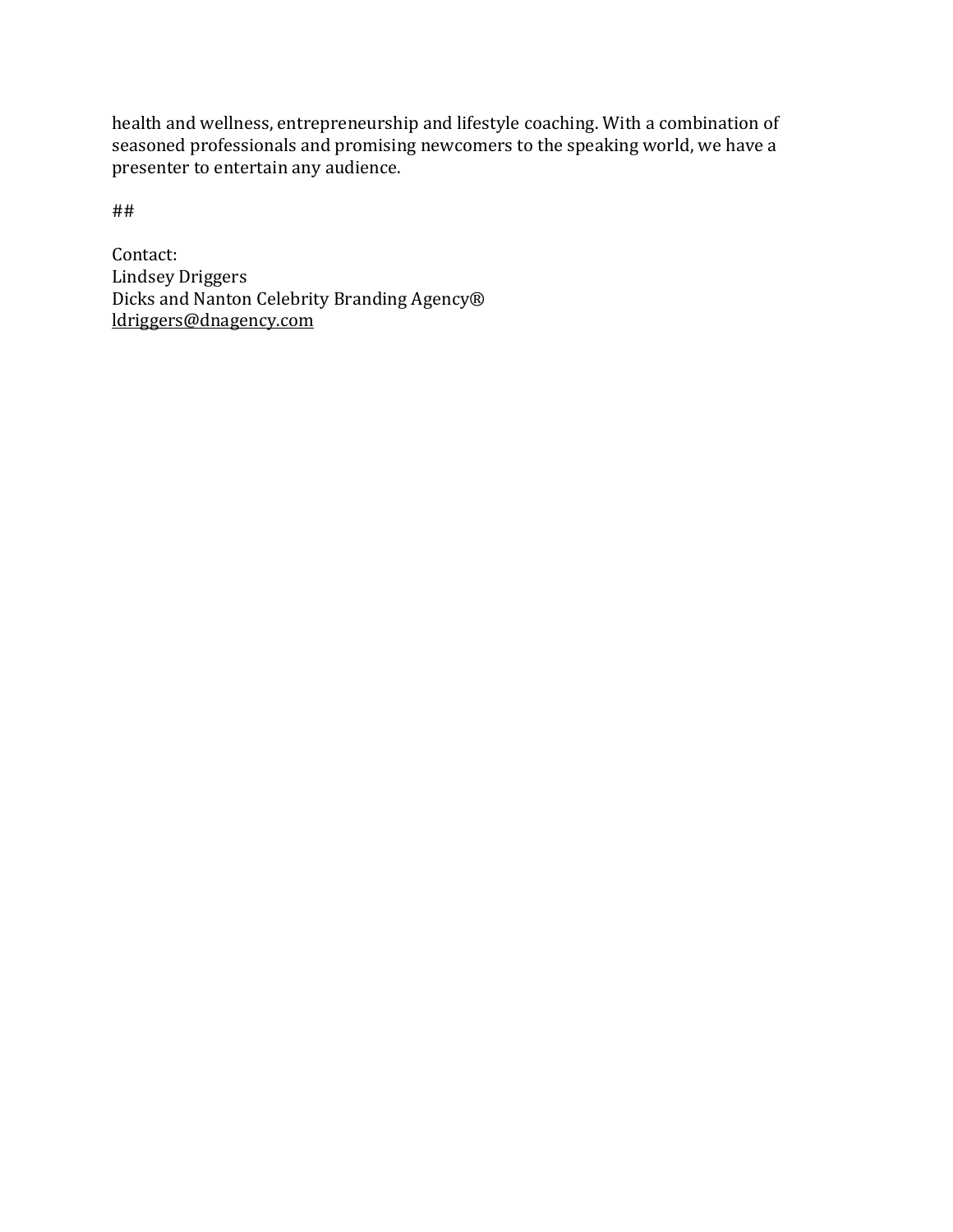health and wellness, entrepreneurship and lifestyle coaching. With a combination of seasoned professionals and promising newcomers to the speaking world, we have a presenter to entertain any audience.

##

Contact:
Lindsey Driggers
Dicks and Nanton Celebrity Branding Agency®
ldriggers@dnagency.com